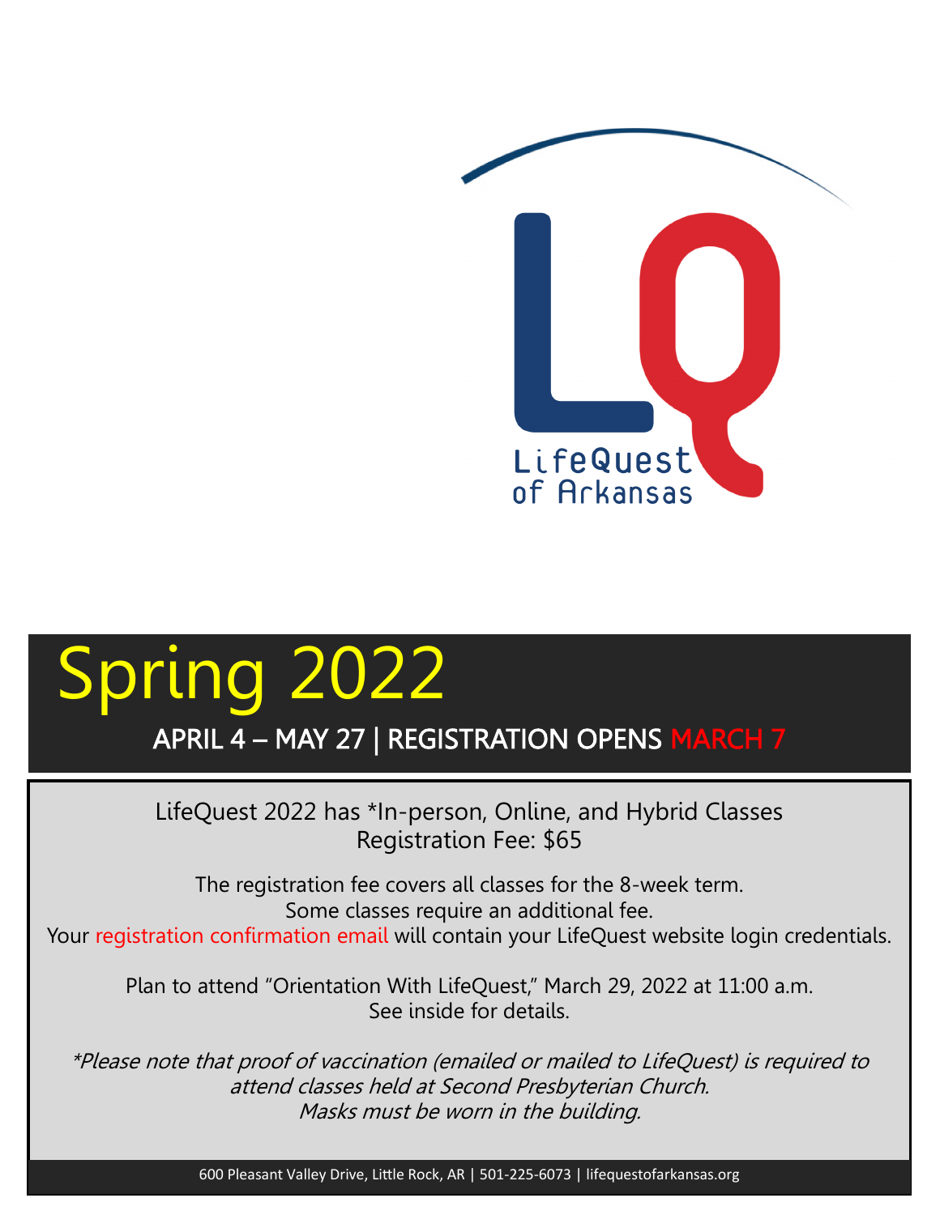LifeQuest of Arkansas

# Spring 2022

## APRIL 4 – MAY 27 | REGISTRATION OPENS MARCH 7

LifeQuest 2022 has *In-person, Online, and Hybrid Classes
Registration Fee: $65

The registration fee covers all classes for the 8-week term.
Some classes require an additional fee.
Your registration confirmation email will contain your LifeQuest website login credentials.

Plan to attend "Orientation With LifeQuest," March 29, 2022 at 11:00 a.m.
See inside for details.

*\*Please note that proof of vaccination (emailed or mailed to LifeQuest) is required to attend classes held at Second Presbyterian Church.
Masks must be worn in the building.*

600 Pleasant Valley Drive, Little Rock, AR | 501-225-6073 | lifequestofarkansas.org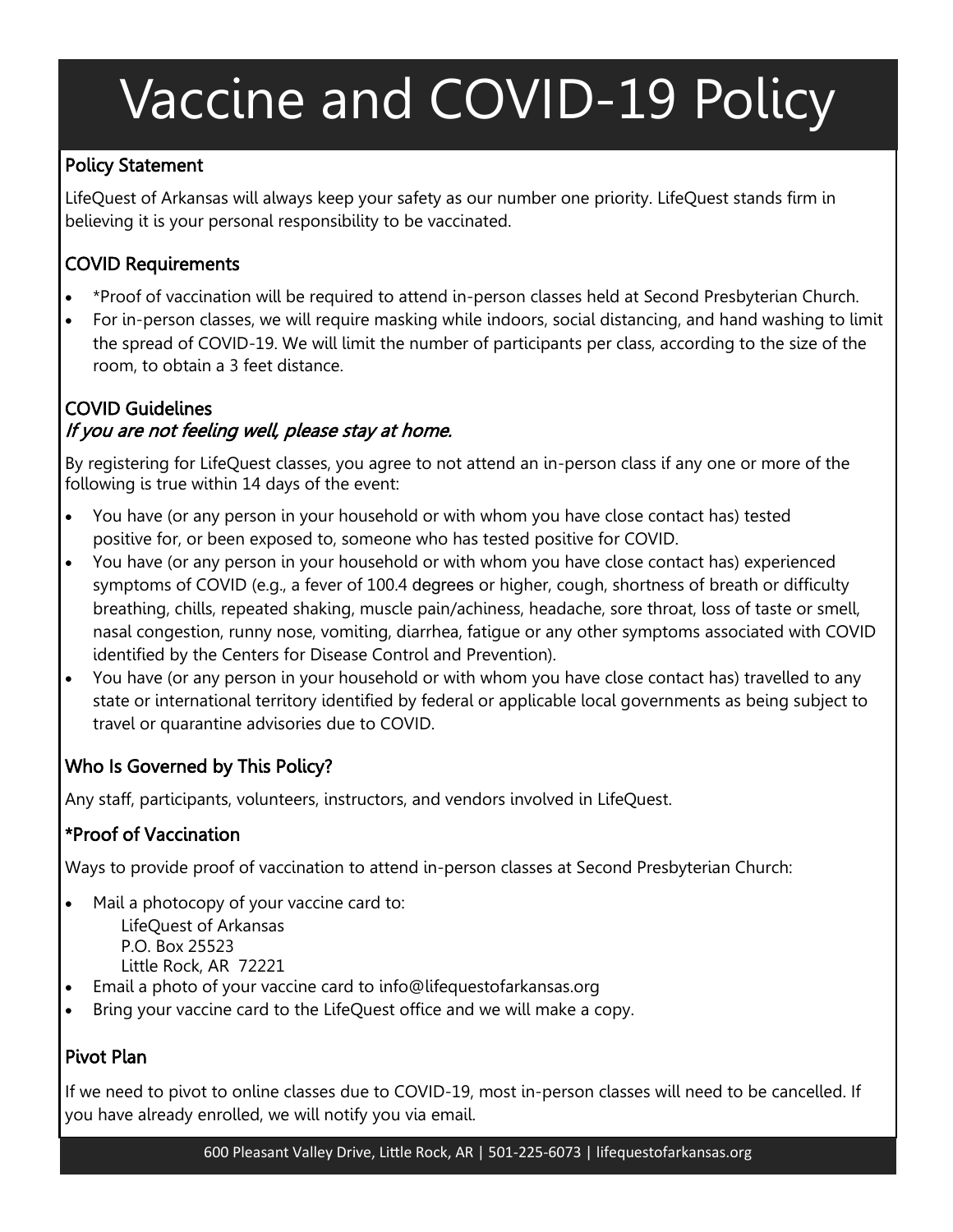# Vaccine and COVID-19 Policy

## Policy Statement

LifeQuest of Arkansas will always keep your safety as our number one priority. LifeQuest stands firm in believing it is your personal responsibility to be vaccinated.

## COVID Requirements

- *Proof of vaccination will be required to attend in-person classes held at Second Presbyterian Church.
- For in-person classes, we will require masking while indoors, social distancing, and hand washing to limit the spread of COVID-19. We will limit the number of participants per class, according to the size of the room, to obtain a 3 feet distance.

## COVID Guidelines

*If you are not feeling well, please stay at home.*

By registering for LifeQuest classes, you agree to not attend an in-person class if any one or more of the following is true within 14 days of the event:

- You have (or any person in your household or with whom you have close contact has) tested positive for, or been exposed to, someone who has tested positive for COVID.
- You have (or any person in your household or with whom you have close contact has) experienced symptoms of COVID (e.g., a fever of 100.4 degrees or higher, cough, shortness of breath or difficulty breathing, chills, repeated shaking, muscle pain/achiness, headache, sore throat, loss of taste or smell, nasal congestion, runny nose, vomiting, diarrhea, fatigue or any other symptoms associated with COVID identified by the Centers for Disease Control and Prevention).
- You have (or any person in your household or with whom you have close contact has) travelled to any state or international territory identified by federal or applicable local governments as being subject to travel or quarantine advisories due to COVID.

## Who Is Governed by This Policy?

Any staff, participants, volunteers, instructors, and vendors involved in LifeQuest.

## *Proof of Vaccination

Ways to provide proof of vaccination to attend in-person classes at Second Presbyterian Church:

- Mail a photocopy of your vaccine card to:
  LifeQuest of Arkansas
  P.O. Box 25523
  Little Rock, AR 72221
- Email a photo of your vaccine card to info@lifequestofarkansas.org
- Bring your vaccine card to the LifeQuest office and we will make a copy.

## Pivot Plan

If we need to pivot to online classes due to COVID-19, most in-person classes will need to be cancelled. If you have already enrolled, we will notify you via email.

600 Pleasant Valley Drive, Little Rock, AR | 501-225-6073 | lifequestofarkansas.org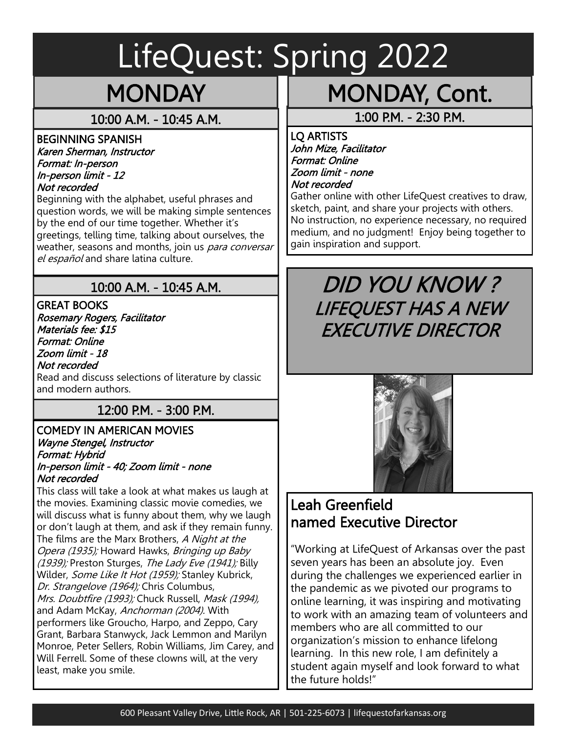# LifeQuest: Spring 2022

## MONDAY

### 10:00 A.M. - 10:45 A.M.

BEGINNING SPANISH
*Karen Sherman, Instructor*
*Format: In-person*
*In-person limit - 12*
*Not recorded*

Beginning with the alphabet, useful phrases and question words, we will be making simple sentences by the end of our time together. Whether it's greetings, telling time, talking about ourselves, the weather, seasons and months, join us *para conversar el español* and share latina culture.

### 10:00 A.M. - 10:45 A.M.

GREAT BOOKS
*Rosemary Rogers, Facilitator*
*Materials fee: $15*
*Format: Online*
*Zoom limit - 18*
*Not recorded*

Read and discuss selections of literature by classic and modern authors.

### 12:00 P.M. - 3:00 P.M.

COMEDY IN AMERICAN MOVIES
*Wayne Stengel, Instructor*
*Format: Hybrid*
*In-person limit - 40; Zoom limit - none*
*Not recorded*

This class will take a look at what makes us laugh at the movies. Examining classic movie comedies, we will discuss what is funny about them, why we laugh or don't laugh at them, and ask if they remain funny. The films are the Marx Brothers, *A Night at the Opera (1935);* Howard Hawks, *Bringing up Baby (1939);* Preston Sturges, *The Lady Eve (1941);* Billy Wilder, *Some Like It Hot (1959);* Stanley Kubrick, *Dr. Strangelove (1964);* Chris Columbus, *Mrs. Doubtfire (1993);* Chuck Russell, *Mask (1994),* and Adam McKay, *Anchorman (2004).* With performers like Groucho, Harpo, and Zeppo, Cary Grant, Barbara Stanwyck, Jack Lemmon and Marilyn Monroe, Peter Sellers, Robin Williams, Jim Carey, and Will Ferrell. Some of these clowns will, at the very least, make you smile.

## MONDAY, Cont.

### 1:00 P.M. - 2:30 P.M.

LQ ARTISTS
*John Mize, Facilitator*
*Format: Online*
*Zoom limit - none*
*Not recorded*

Gather online with other LifeQuest creatives to draw, sketch, paint, and share your projects with others. No instruction, no experience necessary, no required medium, and no judgment! Enjoy being together to gain inspiration and support.

## *DID YOU KNOW ? LIFEQUEST HAS A NEW EXECUTIVE DIRECTOR*

### Leah Greenfield named Executive Director

"Working at LifeQuest of Arkansas over the past seven years has been an absolute joy. Even during the challenges we experienced earlier in the pandemic as we pivoted our programs to online learning, it was inspiring and motivating to work with an amazing team of volunteers and members who are all committed to our organization's mission to enhance lifelong learning. In this new role, I am definitely a student again myself and look forward to what the future holds!"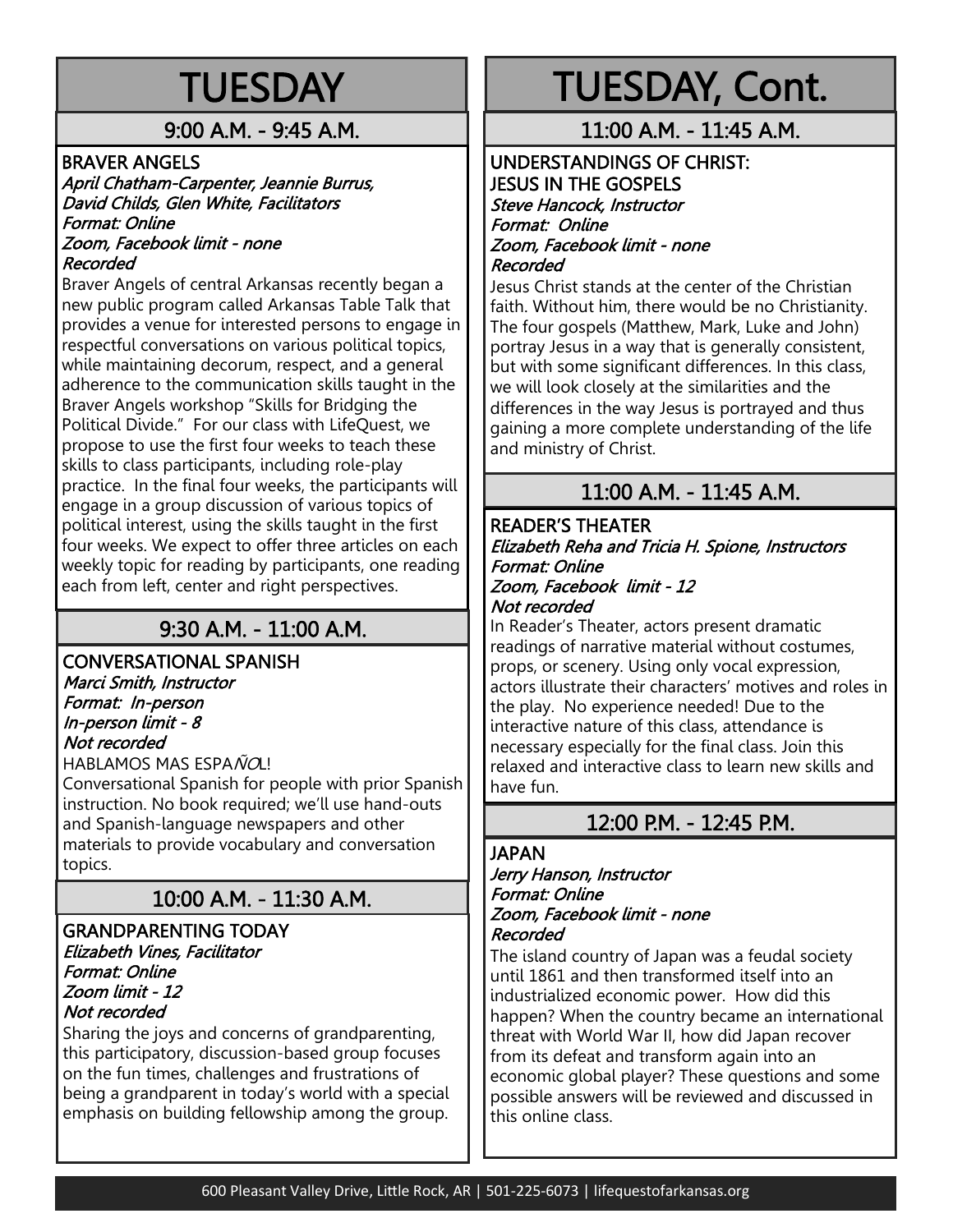# TUESDAY

## 9:00 A.M. - 9:45 A.M.

### BRAVER ANGELS

*April Chatham-Carpenter, Jeannie Burrus, David Childs, Glen White, Facilitators*
*Format: Online*
*Zoom, Facebook limit - none*
*Recorded*

Braver Angels of central Arkansas recently began a new public program called Arkansas Table Talk that provides a venue for interested persons to engage in respectful conversations on various political topics, while maintaining decorum, respect, and a general adherence to the communication skills taught in the Braver Angels workshop "Skills for Bridging the Political Divide." For our class with LifeQuest, we propose to use the first four weeks to teach these skills to class participants, including role-play practice. In the final four weeks, the participants will engage in a group discussion of various topics of political interest, using the skills taught in the first four weeks. We expect to offer three articles on each weekly topic for reading by participants, one reading each from left, center and right perspectives.

## 9:30 A.M. - 11:00 A.M.

### CONVERSATIONAL SPANISH

*Marci Smith, Instructor*
*Format: In-person*
*In-person limit - 8*
*Not recorded*

HABLAMOS MAS ESPAÑOL!

Conversational Spanish for people with prior Spanish instruction. No book required; we'll use hand-outs and Spanish-language newspapers and other materials to provide vocabulary and conversation topics.

## 10:00 A.M. - 11:30 A.M.

### GRANDPARENTING TODAY

*Elizabeth Vines, Facilitator*
*Format: Online*
*Zoom limit - 12*
*Not recorded*

Sharing the joys and concerns of grandparenting, this participatory, discussion-based group focuses on the fun times, challenges and frustrations of being a grandparent in today's world with a special emphasis on building fellowship among the group.

# TUESDAY, Cont.

## 11:00 A.M. - 11:45 A.M.

### UNDERSTANDINGS OF CHRIST: JESUS IN THE GOSPELS

*Steve Hancock, Instructor*
*Format: Online*
*Zoom, Facebook limit - none*
*Recorded*

Jesus Christ stands at the center of the Christian faith. Without him, there would be no Christianity. The four gospels (Matthew, Mark, Luke and John) portray Jesus in a way that is generally consistent, but with some significant differences. In this class, we will look closely at the similarities and the differences in the way Jesus is portrayed and thus gaining a more complete understanding of the life and ministry of Christ.

## 11:00 A.M. - 11:45 A.M.

### READER'S THEATER

*Elizabeth Reha and Tricia H. Spione, Instructors*
*Format: Online*
*Zoom, Facebook limit - 12*
*Not recorded*

In Reader's Theater, actors present dramatic readings of narrative material without costumes, props, or scenery. Using only vocal expression, actors illustrate their characters' motives and roles in the play. No experience needed! Due to the interactive nature of this class, attendance is necessary especially for the final class. Join this relaxed and interactive class to learn new skills and have fun.

## 12:00 P.M. - 12:45 P.M.

### JAPAN

*Jerry Hanson, Instructor*
*Format: Online*
*Zoom, Facebook limit - none*
*Recorded*

The island country of Japan was a feudal society until 1861 and then transformed itself into an industrialized economic power. How did this happen? When the country became an international threat with World War II, how did Japan recover from its defeat and transform again into an economic global player? These questions and some possible answers will be reviewed and discussed in this online class.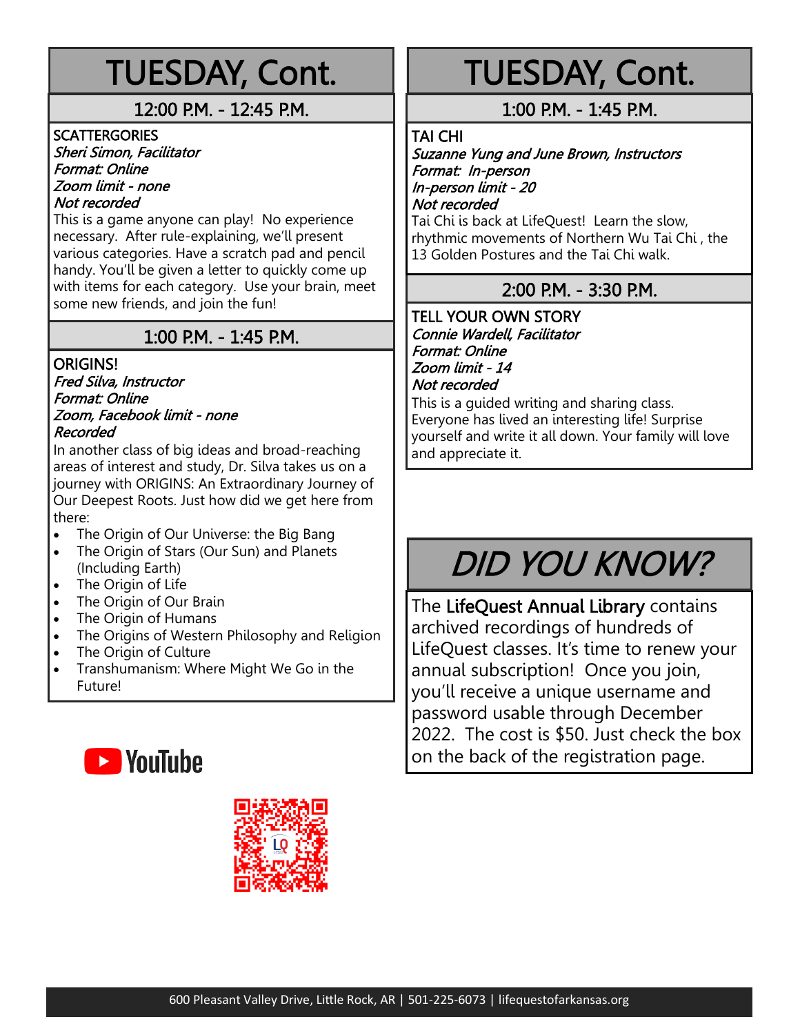# TUESDAY, Cont.

## 12:00 P.M. - 12:45 P.M.

SCATTERGORIES
*Sheri Simon, Facilitator*
*Format: Online*
*Zoom limit - none*
*Not recorded*

This is a game anyone can play! No experience necessary. After rule-explaining, we'll present various categories. Have a scratch pad and pencil handy. You'll be given a letter to quickly come up with items for each category. Use your brain, meet some new friends, and join the fun!

## 1:00 P.M. - 1:45 P.M.

ORIGINS!
*Fred Silva, Instructor*
*Format: Online*
*Zoom, Facebook limit - none*
*Recorded*

In another class of big ideas and broad-reaching areas of interest and study, Dr. Silva takes us on a journey with ORIGINS: An Extraordinary Journey of Our Deepest Roots. Just how did we get here from there:

- The Origin of Our Universe: the Big Bang
- The Origin of Stars (Our Sun) and Planets (Including Earth)
- The Origin of Life
- The Origin of Our Brain
- The Origin of Humans
- The Origins of Western Philosophy and Religion
- The Origin of Culture
- Transhumanism: Where Might We Go in the Future!

YouTube

# TUESDAY, Cont.

## 1:00 P.M. - 1:45 P.M.

TAI CHI
*Suzanne Yung and June Brown, Instructors*
*Format: In-person*
*In-person limit - 20*
*Not recorded*

Tai Chi is back at LifeQuest! Learn the slow, rhythmic movements of Northern Wu Tai Chi , the 13 Golden Postures and the Tai Chi walk.

## 2:00 P.M. - 3:30 P.M.

TELL YOUR OWN STORY
*Connie Wardell, Facilitator*
*Format: Online*
*Zoom limit - 14*
*Not recorded*

This is a guided writing and sharing class. Everyone has lived an interesting life! Surprise yourself and write it all down. Your family will love and appreciate it.

# *DID YOU KNOW?*

The **LifeQuest Annual Library** contains archived recordings of hundreds of LifeQuest classes. It's time to renew your annual subscription! Once you join, you'll receive a unique username and password usable through December 2022. The cost is $50. Just check the box on the back of the registration page.

600 Pleasant Valley Drive, Little Rock, AR | 501-225-6073 | lifequestofarkansas.org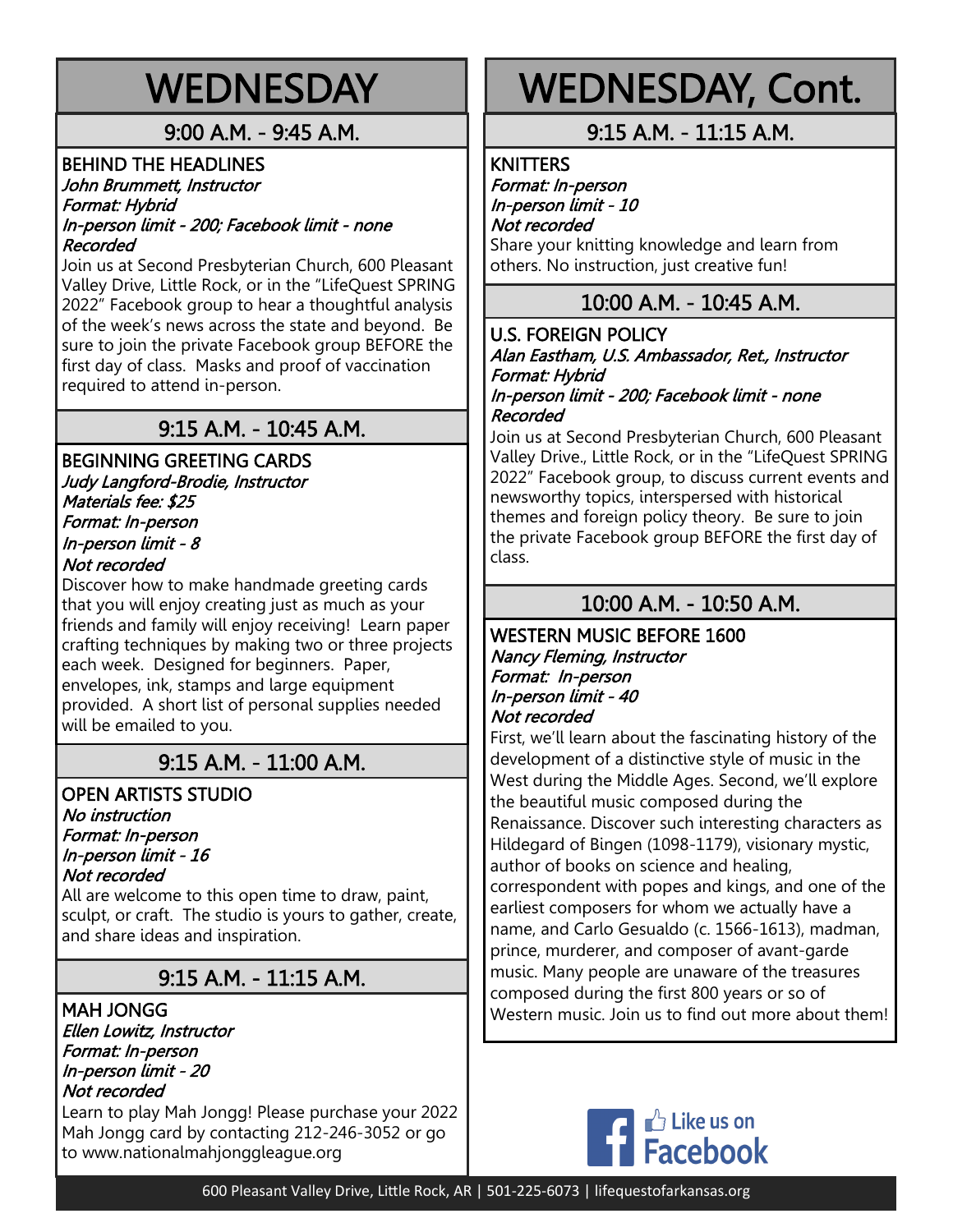# WEDNESDAY

## 9:00 A.M. - 9:45 A.M.

### BEHIND THE HEADLINES

*John Brummett, Instructor*
*Format: Hybrid*
*In-person limit - 200; Facebook limit - none*
*Recorded*

Join us at Second Presbyterian Church, 600 Pleasant Valley Drive, Little Rock, or in the "LifeQuest SPRING 2022" Facebook group to hear a thoughtful analysis of the week's news across the state and beyond. Be sure to join the private Facebook group BEFORE the first day of class. Masks and proof of vaccination required to attend in-person.

## 9:15 A.M. - 10:45 A.M.

### BEGINNING GREETING CARDS

*Judy Langford-Brodie, Instructor*
*Materials fee: $25*
*Format: In-person*
*In-person limit - 8*
*Not recorded*

Discover how to make handmade greeting cards that you will enjoy creating just as much as your friends and family will enjoy receiving! Learn paper crafting techniques by making two or three projects each week. Designed for beginners. Paper, envelopes, ink, stamps and large equipment provided. A short list of personal supplies needed will be emailed to you.

## 9:15 A.M. - 11:00 A.M.

### OPEN ARTISTS STUDIO

*No instruction*
*Format: In-person*
*In-person limit - 16*
*Not recorded*

All are welcome to this open time to draw, paint, sculpt, or craft. The studio is yours to gather, create, and share ideas and inspiration.

## 9:15 A.M. - 11:15 A.M.

### MAH JONGG

*Ellen Lowitz, Instructor*
*Format: In-person*
*In-person limit - 20*
*Not recorded*

Learn to play Mah Jongg! Please purchase your 2022 Mah Jongg card by contacting 212-246-3052 or go to www.nationalmahjonggleague.org

# WEDNESDAY, Cont.

## 9:15 A.M. - 11:15 A.M.

### KNITTERS

*Format: In-person*
*In-person limit - 10*
*Not recorded*

Share your knitting knowledge and learn from others. No instruction, just creative fun!

## 10:00 A.M. - 10:45 A.M.

### U.S. FOREIGN POLICY

*Alan Eastham, U.S. Ambassador, Ret., Instructor*
*Format: Hybrid*
*In-person limit - 200; Facebook limit - none*
*Recorded*

Join us at Second Presbyterian Church, 600 Pleasant Valley Drive., Little Rock, or in the "LifeQuest SPRING 2022" Facebook group, to discuss current events and newsworthy topics, interspersed with historical themes and foreign policy theory. Be sure to join the private Facebook group BEFORE the first day of class.

## 10:00 A.M. - 10:50 A.M.

### WESTERN MUSIC BEFORE 1600

*Nancy Fleming, Instructor*
*Format: In-person*
*In-person limit - 40*
*Not recorded*

First, we'll learn about the fascinating history of the development of a distinctive style of music in the West during the Middle Ages. Second, we'll explore the beautiful music composed during the Renaissance. Discover such interesting characters as Hildegard of Bingen (1098-1179), visionary mystic, author of books on science and healing, correspondent with popes and kings, and one of the earliest composers for whom we actually have a name, and Carlo Gesualdo (c. 1566-1613), madman, prince, murderer, and composer of avant-garde music. Many people are unaware of the treasures composed during the first 800 years or so of Western music. Join us to find out more about them!

Like us on Facebook

600 Pleasant Valley Drive, Little Rock, AR | 501-225-6073 | lifequestofarkansas.org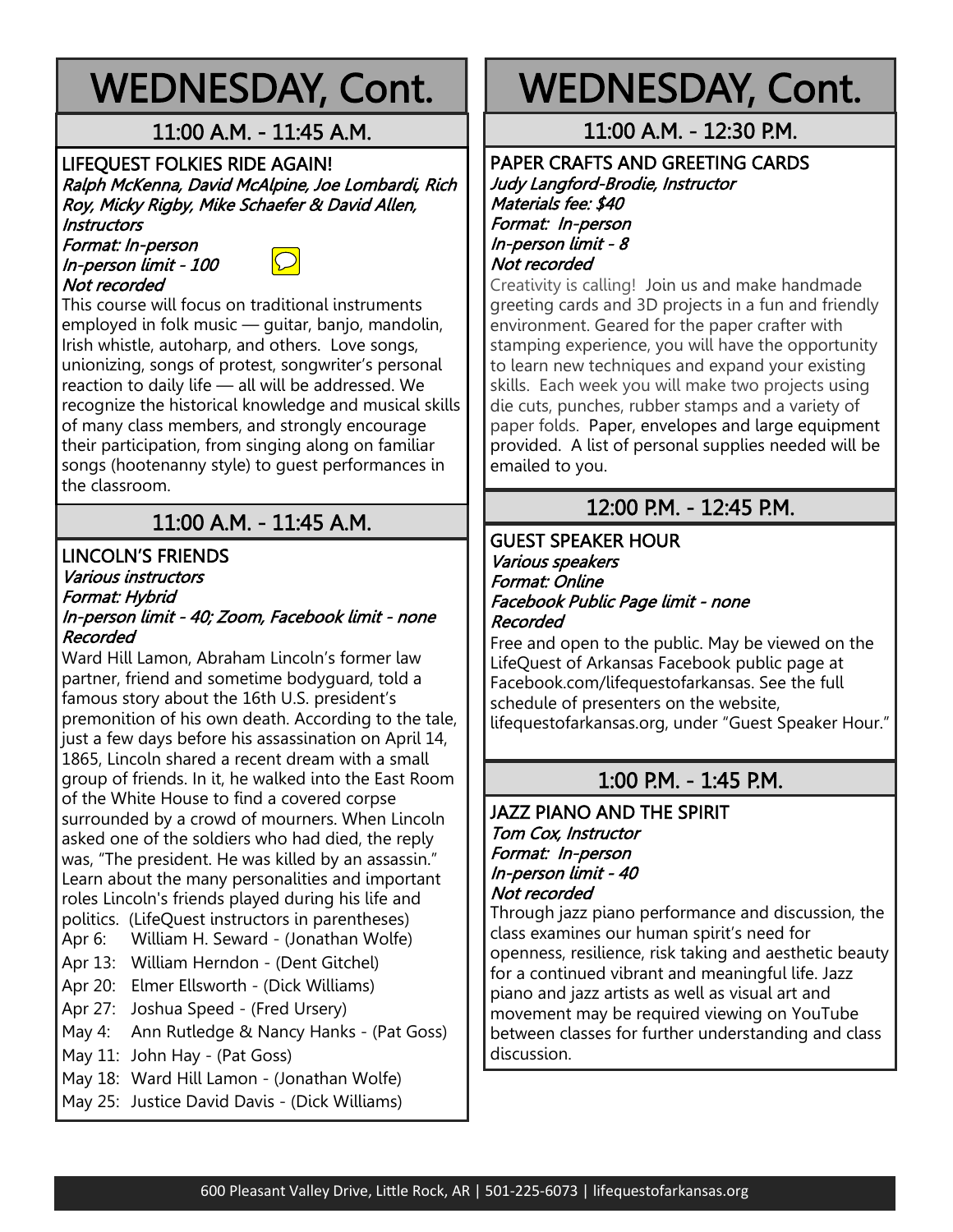# WEDNESDAY, Cont.

## 11:00 A.M. - 11:45 A.M.

### LIFEQUEST FOLKIES RIDE AGAIN!

*Ralph McKenna, David McAlpine, Joe Lombardi, Rich Roy, Micky Rigby, Mike Schaefer & David Allen, Instructors*
*Format: In-person*
*In-person limit - 100*
*Not recorded*

This course will focus on traditional instruments employed in folk music — guitar, banjo, mandolin, Irish whistle, autoharp, and others. Love songs, unionizing, songs of protest, songwriter's personal reaction to daily life — all will be addressed. We recognize the historical knowledge and musical skills of many class members, and strongly encourage their participation, from singing along on familiar songs (hootenanny style) to guest performances in the classroom.

## 11:00 A.M. - 11:45 A.M.

### LINCOLN'S FRIENDS

*Various instructors*
*Format: Hybrid*
*In-person limit - 40; Zoom, Facebook limit - none*
*Recorded*

Ward Hill Lamon, Abraham Lincoln's former law partner, friend and sometime bodyguard, told a famous story about the 16th U.S. president's premonition of his own death. According to the tale, just a few days before his assassination on April 14, 1865, Lincoln shared a recent dream with a small group of friends. In it, he walked into the East Room of the White House to find a covered corpse surrounded by a crowd of mourners. When Lincoln asked one of the soldiers who had died, the reply was, "The president. He was killed by an assassin." Learn about the many personalities and important roles Lincoln's friends played during his life and politics. (LifeQuest instructors in parentheses)

- Apr 6: William H. Seward - (Jonathan Wolfe)
- Apr 13: William Herndon - (Dent Gitchel)
- Apr 20: Elmer Ellsworth - (Dick Williams)
- Apr 27: Joshua Speed - (Fred Ursery)
- May 4: Ann Rutledge & Nancy Hanks - (Pat Goss)
- May 11: John Hay - (Pat Goss)
- May 18: Ward Hill Lamon - (Jonathan Wolfe)
- May 25: Justice David Davis - (Dick Williams)

# WEDNESDAY, Cont.

## 11:00 A.M. - 12:30 P.M.

### PAPER CRAFTS AND GREETING CARDS

*Judy Langford-Brodie, Instructor*
*Materials fee: $40*
*Format: In-person*
*In-person limit - 8*
*Not recorded*

Creativity is calling! Join us and make handmade greeting cards and 3D projects in a fun and friendly environment. Geared for the paper crafter with stamping experience, you will have the opportunity to learn new techniques and expand your existing skills. Each week you will make two projects using die cuts, punches, rubber stamps and a variety of paper folds. Paper, envelopes and large equipment provided. A list of personal supplies needed will be emailed to you.

## 12:00 P.M. - 12:45 P.M.

### GUEST SPEAKER HOUR

*Various speakers*
*Format: Online*
*Facebook Public Page limit - none*
*Recorded*

Free and open to the public. May be viewed on the LifeQuest of Arkansas Facebook public page at Facebook.com/lifequestofarkansas. See the full schedule of presenters on the website, lifequestofarkansas.org, under "Guest Speaker Hour."

## 1:00 P.M. - 1:45 P.M.

### JAZZ PIANO AND THE SPIRIT

*Tom Cox, Instructor*
*Format: In-person*
*In-person limit - 40*
*Not recorded*

Through jazz piano performance and discussion, the class examines our human spirit's need for openness, resilience, risk taking and aesthetic beauty for a continued vibrant and meaningful life. Jazz piano and jazz artists as well as visual art and movement may be required viewing on YouTube between classes for further understanding and class discussion.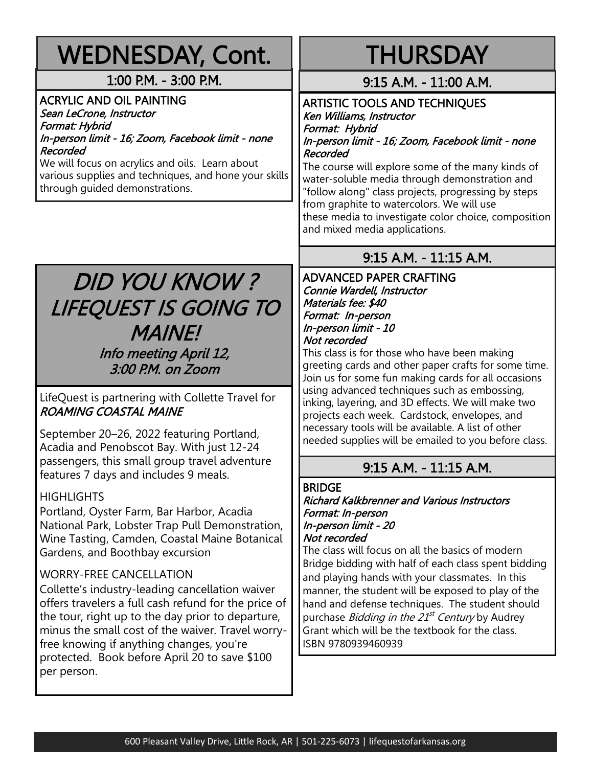# WEDNESDAY, Cont.

## 1:00 P.M. - 3:00 P.M.

### ACRYLIC AND OIL PAINTING

*Sean LeCrone, Instructor*
*Format: Hybrid*
*In-person limit - 16; Zoom, Facebook limit - none*
*Recorded*

We will focus on acrylics and oils. Learn about various supplies and techniques, and hone your skills through guided demonstrations.

## *DID YOU KNOW ? LIFEQUEST IS GOING TO MAINE!*

*Info meeting April 12, 3:00 P.M. on Zoom*

LifeQuest is partnering with Collette Travel for ***ROAMING COASTAL MAINE***

September 20–26, 2022 featuring Portland, Acadia and Penobscot Bay. With just 12-24 passengers, this small group travel adventure features 7 days and includes 9 meals.

HIGHLIGHTS

Portland, Oyster Farm, Bar Harbor, Acadia National Park, Lobster Trap Pull Demonstration, Wine Tasting, Camden, Coastal Maine Botanical Gardens, and Boothbay excursion

WORRY-FREE CANCELLATION

Collette's industry-leading cancellation waiver offers travelers a full cash refund for the price of the tour, right up to the day prior to departure, minus the small cost of the waiver. Travel worry-free knowing if anything changes, you're protected. Book before April 20 to save $100 per person.

# THURSDAY

## 9:15 A.M. - 11:00 A.M.

### ARTISTIC TOOLS AND TECHNIQUES

*Ken Williams, Instructor*
*Format: Hybrid*
*In-person limit - 16; Zoom, Facebook limit - none*
*Recorded*

The course will explore some of the many kinds of water-soluble media through demonstration and "follow along" class projects, progressing by steps from graphite to watercolors. We will use these media to investigate color choice, composition and mixed media applications.

## 9:15 A.M. - 11:15 A.M.

### ADVANCED PAPER CRAFTING

*Connie Wardell, Instructor*
*Materials fee: $40*
*Format: In-person*
*In-person limit - 10*
*Not recorded*

This class is for those who have been making greeting cards and other paper crafts for some time. Join us for some fun making cards for all occasions using advanced techniques such as embossing, inking, layering, and 3D effects. We will make two projects each week. Cardstock, envelopes, and necessary tools will be available. A list of other needed supplies will be emailed to you before class.

## 9:15 A.M. - 11:15 A.M.

### BRIDGE

*Richard Kalkbrenner and Various Instructors*
*Format: In-person*
*In-person limit - 20*
*Not recorded*

The class will focus on all the basics of modern Bridge bidding with half of each class spent bidding and playing hands with your classmates. In this manner, the student will be exposed to play of the hand and defense techniques. The student should purchase *Bidding in the 21st Century* by Audrey Grant which will be the textbook for the class. ISBN 9780939460939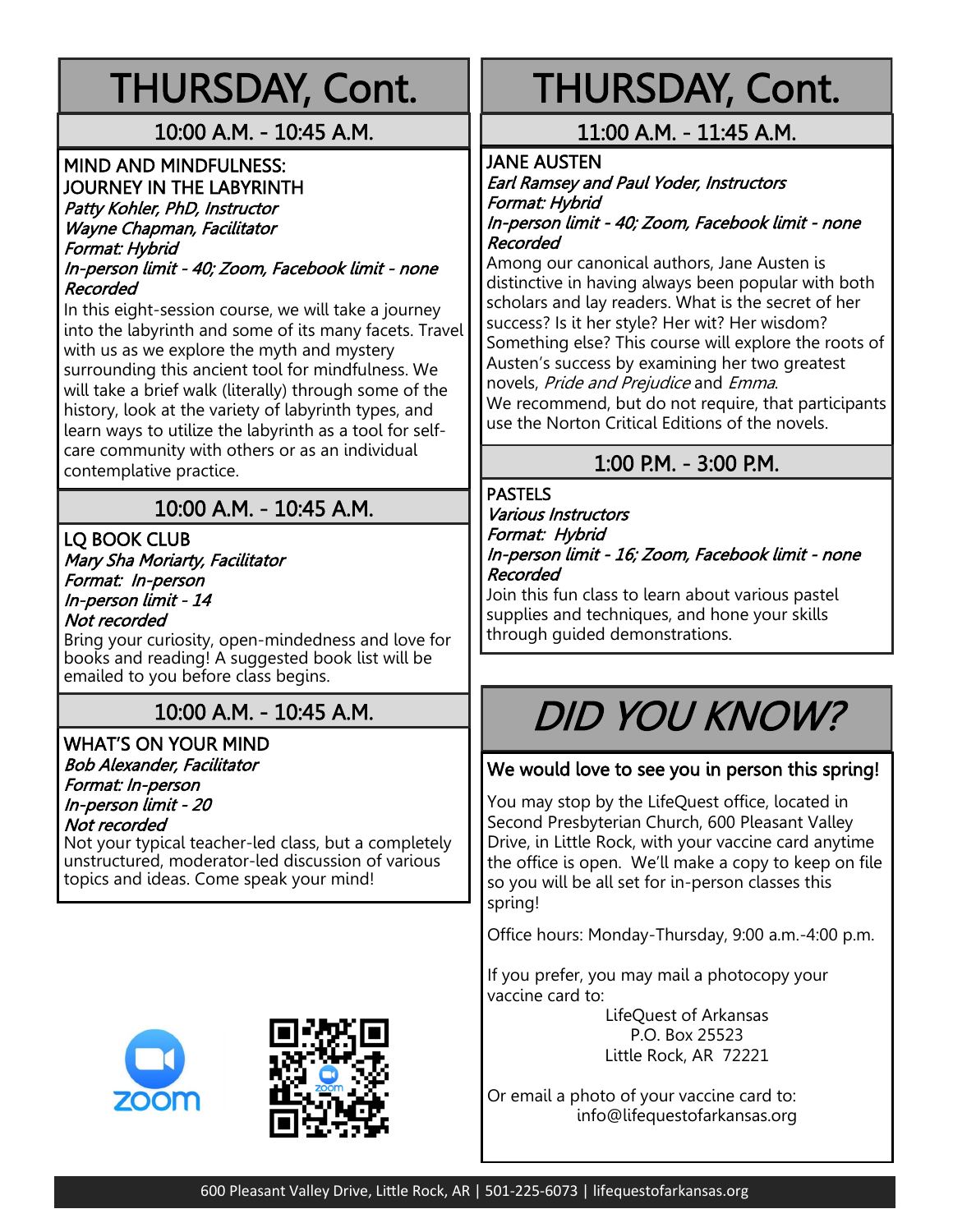# THURSDAY, Cont.

## 10:00 A.M. - 10:45 A.M.

### MIND AND MINDFULNESS: JOURNEY IN THE LABYRINTH

*Patty Kohler, PhD, Instructor*
*Wayne Chapman, Facilitator*
*Format: Hybrid*
*In-person limit - 40; Zoom, Facebook limit - none*
*Recorded*

In this eight-session course, we will take a journey into the labyrinth and some of its many facets. Travel with us as we explore the myth and mystery surrounding this ancient tool for mindfulness. We will take a brief walk (literally) through some of the history, look at the variety of labyrinth types, and learn ways to utilize the labyrinth as a tool for self-care community with others or as an individual contemplative practice.

## 10:00 A.M. - 10:45 A.M.

### LQ BOOK CLUB

*Mary Sha Moriarty, Facilitator*
*Format: In-person*
*In-person limit - 14*
*Not recorded*

Bring your curiosity, open-mindedness and love for books and reading! A suggested book list will be emailed to you before class begins.

## 10:00 A.M. - 10:45 A.M.

### WHAT'S ON YOUR MIND

*Bob Alexander, Facilitator*
*Format: In-person*
*In-person limit - 20*
*Not recorded*

Not your typical teacher-led class, but a completely unstructured, moderator-led discussion of various topics and ideas. Come speak your mind!

# THURSDAY, Cont.

## 11:00 A.M. - 11:45 A.M.

### JANE AUSTEN

*Earl Ramsey and Paul Yoder, Instructors*
*Format: Hybrid*
*In-person limit - 40; Zoom, Facebook limit - none*
*Recorded*

Among our canonical authors, Jane Austen is distinctive in having always been popular with both scholars and lay readers. What is the secret of her success? Is it her style? Her wit? Her wisdom? Something else? This course will explore the roots of Austen's success by examining her two greatest novels, *Pride and Prejudice* and *Emma*.

We recommend, but do not require, that participants use the Norton Critical Editions of the novels.

## 1:00 P.M. - 3:00 P.M.

### PASTELS

*Various Instructors*
*Format: Hybrid*
*In-person limit - 16; Zoom, Facebook limit - none*
*Recorded*

Join this fun class to learn about various pastel supplies and techniques, and hone your skills through guided demonstrations.

# *DID YOU KNOW?*

**We would love to see you in person this spring!**

You may stop by the LifeQuest office, located in Second Presbyterian Church, 600 Pleasant Valley Drive, in Little Rock, with your vaccine card anytime the office is open. We'll make a copy to keep on file so you will be all set for in-person classes this spring!

Office hours: Monday-Thursday, 9:00 a.m.-4:00 p.m.

If you prefer, you may mail a photocopy your vaccine card to:

LifeQuest of Arkansas
P.O. Box 25523
Little Rock, AR 72221

Or email a photo of your vaccine card to:
info@lifequestofarkansas.org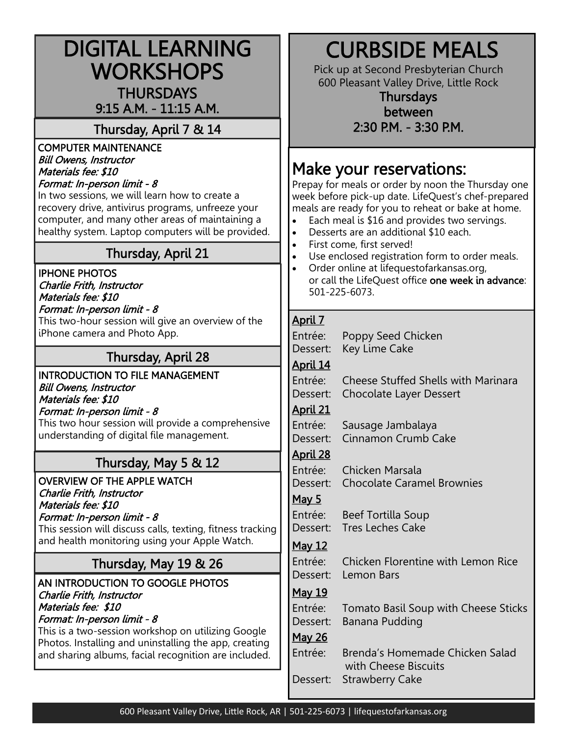# DIGITAL LEARNING WORKSHOPS

## THURSDAYS
## 9:15 A.M. - 11:15 A.M.

### Thursday, April 7 & 14

**COMPUTER MAINTENANCE**
*Bill Owens, Instructor*
*Materials fee: $10*
*Format: In-person limit - 8*
In two sessions, we will learn how to create a recovery drive, antivirus programs, unfreeze your computer, and many other areas of maintaining a healthy system. Laptop computers will be provided.

### Thursday, April 21

**IPHONE PHOTOS**
*Charlie Frith, Instructor*
*Materials fee: $10*
*Format: In-person limit - 8*
This two-hour session will give an overview of the iPhone camera and Photo App.

### Thursday, April 28

**INTRODUCTION TO FILE MANAGEMENT**
*Bill Owens, Instructor*
*Materials fee: $10*
*Format: In-person limit - 8*
This two hour session will provide a comprehensive understanding of digital file management.

### Thursday, May 5 & 12

**OVERVIEW OF THE APPLE WATCH**
*Charlie Frith, Instructor*
*Materials fee: $10*
*Format: In-person limit - 8*
This session will discuss calls, texting, fitness tracking and health monitoring using your Apple Watch.

### Thursday, May 19 & 26

**AN INTRODUCTION TO GOOGLE PHOTOS**
*Charlie Frith, Instructor*
*Materials fee: $10*
*Format: In-person limit - 8*
This is a two-session workshop on utilizing Google Photos. Installing and uninstalling the app, creating and sharing albums, facial recognition are included.

# CURBSIDE MEALS

Pick up at Second Presbyterian Church
600 Pleasant Valley Drive, Little Rock

**Thursdays**
**between**
**2:30 P.M. - 3:30 P.M.**

## Make your reservations:

Prepay for meals or order by noon the Thursday one week before pick-up date. LifeQuest's chef-prepared meals are ready for you to reheat or bake at home.

- Each meal is $16 and provides two servings.
- Desserts are an additional $10 each.
- First come, first served!
- Use enclosed registration form to order meals.
- Order online at lifequestofarkansas.org, or call the LifeQuest office **one week in advance**: 501-225-6073.

**April 7**
Entrée: Poppy Seed Chicken
Dessert: Key Lime Cake

**April 14**
Entrée: Cheese Stuffed Shells with Marinara
Dessert: Chocolate Layer Dessert

**April 21**
Entrée: Sausage Jambalaya
Dessert: Cinnamon Crumb Cake

**April 28**
Entrée: Chicken Marsala
Dessert: Chocolate Caramel Brownies

**May 5**
Entrée: Beef Tortilla Soup
Dessert: Tres Leches Cake

**May 12**
Entrée: Chicken Florentine with Lemon Rice
Dessert: Lemon Bars

**May 19**
Entrée: Tomato Basil Soup with Cheese Sticks
Dessert: Banana Pudding

**May 26**
Entrée: Brenda's Homemade Chicken Salad with Cheese Biscuits
Dessert: Strawberry Cake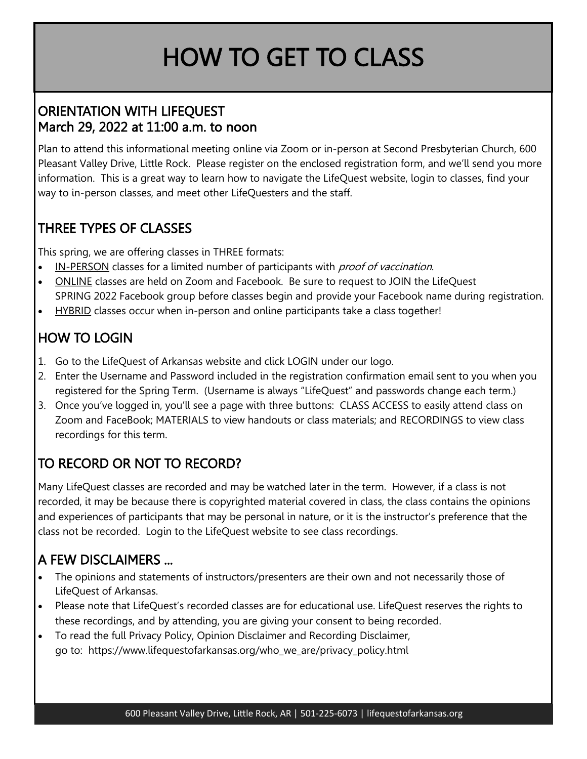# HOW TO GET TO CLASS

## ORIENTATION WITH LIFEQUEST
## March 29, 2022 at 11:00 a.m. to noon

Plan to attend this informational meeting online via Zoom or in-person at Second Presbyterian Church, 600 Pleasant Valley Drive, Little Rock. Please register on the enclosed registration form, and we'll send you more information. This is a great way to learn how to navigate the LifeQuest website, login to classes, find your way to in-person classes, and meet other LifeQuesters and the staff.

## THREE TYPES OF CLASSES

This spring, we are offering classes in THREE formats:

- IN-PERSON classes for a limited number of participants with *proof of vaccination*.
- ONLINE classes are held on Zoom and Facebook. Be sure to request to JOIN the LifeQuest SPRING 2022 Facebook group before classes begin and provide your Facebook name during registration.
- HYBRID classes occur when in-person and online participants take a class together!

## HOW TO LOGIN

1. Go to the LifeQuest of Arkansas website and click LOGIN under our logo.
2. Enter the Username and Password included in the registration confirmation email sent to you when you registered for the Spring Term. (Username is always "LifeQuest" and passwords change each term.)
3. Once you've logged in, you'll see a page with three buttons: CLASS ACCESS to easily attend class on Zoom and FaceBook; MATERIALS to view handouts or class materials; and RECORDINGS to view class recordings for this term.

## TO RECORD OR NOT TO RECORD?

Many LifeQuest classes are recorded and may be watched later in the term. However, if a class is not recorded, it may be because there is copyrighted material covered in class, the class contains the opinions and experiences of participants that may be personal in nature, or it is the instructor's preference that the class not be recorded. Login to the LifeQuest website to see class recordings.

## A FEW DISCLAIMERS ...

- The opinions and statements of instructors/presenters are their own and not necessarily those of LifeQuest of Arkansas.
- Please note that LifeQuest's recorded classes are for educational use. LifeQuest reserves the rights to these recordings, and by attending, you are giving your consent to being recorded.
- To read the full Privacy Policy, Opinion Disclaimer and Recording Disclaimer, go to: https://www.lifequestofarkansas.org/who_we_are/privacy_policy.html

600 Pleasant Valley Drive, Little Rock, AR | 501-225-6073 | lifequestofarkansas.org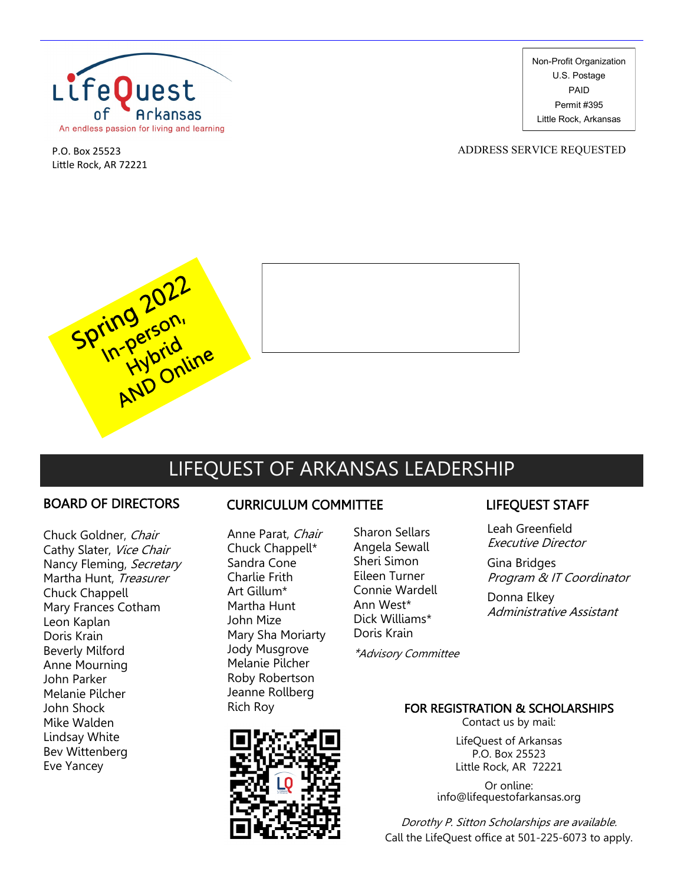LifeQuest of Arkansas

An endless passion for living and learning

P.O. Box 25523
Little Rock, AR 72221

Non-Profit Organization
U.S. Postage
PAID
Permit #395
Little Rock, Arkansas

ADDRESS SERVICE REQUESTED

Spring 2022
In-person,
Hybrid
AND Online

## LIFEQUEST OF ARKANSAS LEADERSHIP

### BOARD OF DIRECTORS

Chuck Goldner, *Chair*
Cathy Slater, *Vice Chair*
Nancy Fleming, *Secretary*
Martha Hunt, *Treasurer*
Chuck Chappell
Mary Frances Cotham
Leon Kaplan
Doris Krain
Beverly Milford
Anne Mourning
John Parker
Melanie Pilcher
John Shock
Mike Walden
Lindsay White
Bev Wittenberg
Eve Yancey

### CURRICULUM COMMITTEE

Anne Parat, *Chair*
Chuck Chappell*
Sandra Cone
Charlie Frith
Art Gillum*
Martha Hunt
John Mize
Mary Sha Moriarty
Jody Musgrove
Melanie Pilcher
Roby Robertson
Jeanne Rollberg
Rich Roy
Sharon Sellars
Angela Sewall
Sheri Simon
Eileen Turner
Connie Wardell
Ann West*
Dick Williams*
Doris Krain

*\*Advisory Committee*

### LIFEQUEST STAFF

Leah Greenfield
*Executive Director*

Gina Bridges
*Program & IT Coordinator*

Donna Elkey
*Administrative Assistant*

### FOR REGISTRATION & SCHOLARSHIPS

Contact us by mail:

LifeQuest of Arkansas
P.O. Box 25523
Little Rock, AR 72221

Or online:
info@lifequestofarkansas.org

*Dorothy P. Sitton Scholarships are available.*
Call the LifeQuest office at 501-225-6073 to apply.